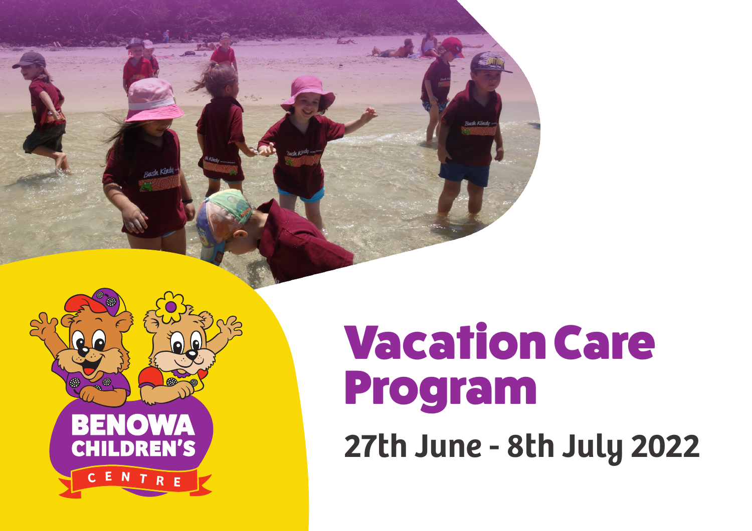# Vacation Care Program

## 27th June - 8th July 2022

BENOWA CHILDREN'S CENTRE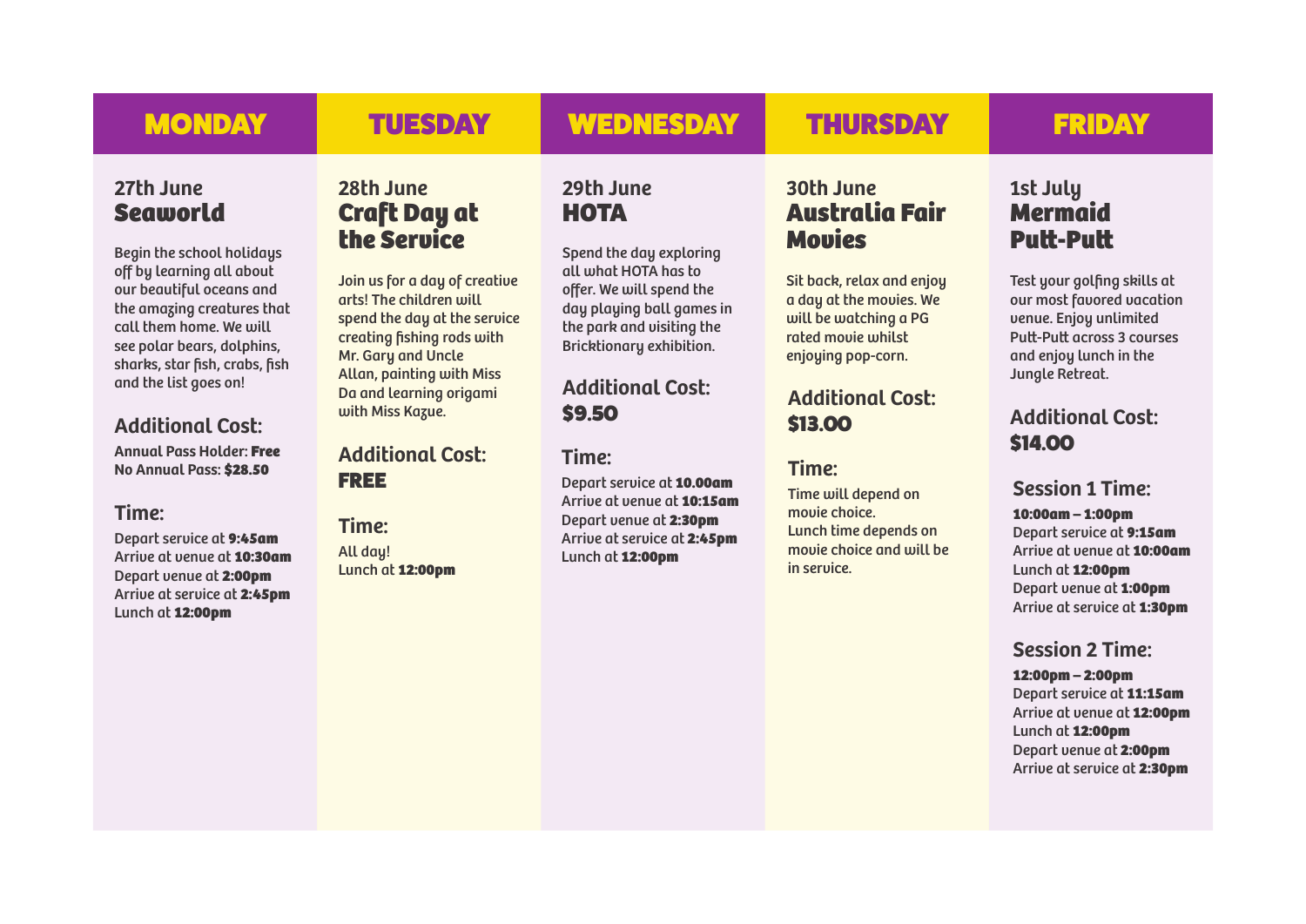## MONDAY

### 27th June
### Seaworld

Begin the school holidays off by learning all about our beautiful oceans and the amazing creatures that call them home. We will see polar bears, dolphins, sharks, star fish, crabs, fish and the list goes on!

#### Additional Cost:

Annual Pass Holder: **Free**
No Annual Pass: **$28.50**

#### Time:

Depart service at **9:45am**
Arrive at venue at **10:30am**
Depart venue at **2:00pm**
Arrive at service at **2:45pm**
Lunch at **12:00pm**

## TUESDAY

### 28th June
### Craft Day at the Service

Join us for a day of creative arts! The children will spend the day at the service creating fishing rods with Mr. Gary and Uncle Allan, painting with Miss Da and learning origami with Miss Kazue.

#### Additional Cost:

**FREE**

#### Time:

All day!
Lunch at **12:00pm**

## WEDNESDAY

### 29th June
### HOTA

Spend the day exploring all what HOTA has to offer. We will spend the day playing ball games in the park and visiting the Bricktionary exhibition.

#### Additional Cost:

**$9.50**

#### Time:

Depart service at **10.00am**
Arrive at venue at **10:15am**
Depart venue at **2:30pm**
Arrive at service at **2:45pm**
Lunch at **12:00pm**

## THURSDAY

### 30th June
### Australia Fair Movies

Sit back, relax and enjoy a day at the movies. We will be watching a PG rated movie whilst enjoying pop-corn.

#### Additional Cost:

**$13.00**

#### Time:

Time will depend on movie choice.
Lunch time depends on movie choice and will be in service.

## FRIDAY

### 1st July
### Mermaid Putt-Putt

Test your golfing skills at our most favored vacation venue. Enjoy unlimited Putt-Putt across 3 courses and enjoy lunch in the Jungle Retreat.

#### Additional Cost:

**$14.00**

#### Session 1 Time:

**10:00am – 1:00pm**
Depart service at **9:15am**
Arrive at venue at **10:00am**
Lunch at **12:00pm**
Depart venue at **1:00pm**
Arrive at service at **1:30pm**

#### Session 2 Time:

**12:00pm – 2:00pm**
Depart service at **11:15am**
Arrive at venue at **12:00pm**
Lunch at **12:00pm**
Depart venue at **2:00pm**
Arrive at service at **2:30pm**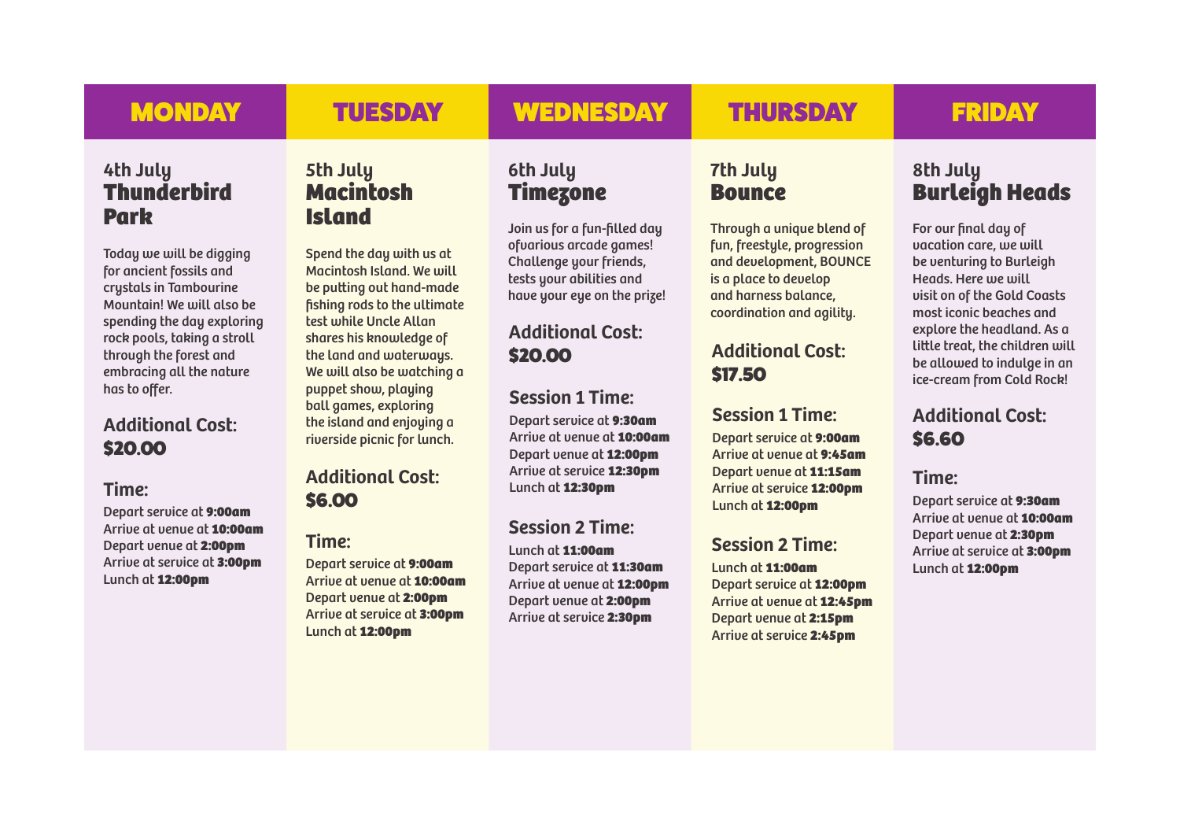## MONDAY

4th July

### Thunderbird Park

Today we will be digging for ancient fossils and crystals in Tambourine Mountain! We will also be spending the day exploring rock pools, taking a stroll through the forest and embracing all the nature has to offer.

**Additional Cost:**
**$20.00**

**Time:**

Depart service at **9:00am**
Arrive at venue at **10:00am**
Depart venue at **2:00pm**
Arrive at service at **3:00pm**
Lunch at **12:00pm**

## TUESDAY

5th July

### Macintosh Island

Spend the day with us at Macintosh Island. We will be putting out hand-made fishing rods to the ultimate test while Uncle Allan shares his knowledge of the land and waterways. We will also be watching a puppet show, playing ball games, exploring the island and enjoying a riverside picnic for lunch.

**Additional Cost:**
**$6.00**

**Time:**

Depart service at **9:00am**
Arrive at venue at **10:00am**
Depart venue at **2:00pm**
Arrive at service at **3:00pm**
Lunch at **12:00pm**

## WEDNESDAY

6th July

### Timezone

Join us for a fun-filled day ofvarious arcade games! Challenge your friends, tests your abilities and have your eye on the prize!

**Additional Cost:**
**$20.00**

**Session 1 Time:**

Depart service at **9:30am**
Arrive at venue at **10:00am**
Depart venue at **12:00pm**
Arrive at service **12:30pm**
Lunch at **12:30pm**

**Session 2 Time:**

Lunch at **11:00am**
Depart service at **11:30am**
Arrive at venue at **12:00pm**
Depart venue at **2:00pm**
Arrive at service **2:30pm**

## THURSDAY

7th July

### Bounce

Through a unique blend of fun, freestyle, progression and development, BOUNCE is a place to develop and harness balance, coordination and agility.

**Additional Cost:**
**$17.50**

**Session 1 Time:**

Depart service at **9:00am**
Arrive at venue at **9:45am**
Depart venue at **11:15am**
Arrive at service **12:00pm**
Lunch at **12:00pm**

**Session 2 Time:**

Lunch at **11:00am**
Depart service at **12:00pm**
Arrive at venue at **12:45pm**
Depart venue at **2:15pm**
Arrive at service **2:45pm**

## FRIDAY

8th July

### Burleigh Heads

For our final day of vacation care, we will be venturing to Burleigh Heads. Here we will visit on of the Gold Coasts most iconic beaches and explore the headland. As a little treat, the children will be allowed to indulge in an ice-cream from Cold Rock!

**Additional Cost:**
**$6.60**

**Time:**

Depart service at **9:30am**
Arrive at venue at **10:00am**
Depart venue at **2:30pm**
Arrive at service at **3:00pm**
Lunch at **12:00pm**